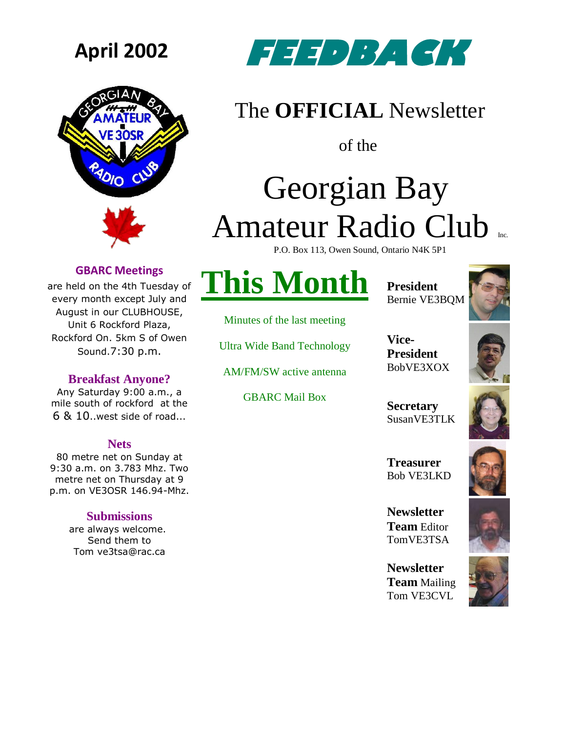**April 2002**

# FEEDBACK

## The **OFFICIAL** Newsletter

of the

# Georgian Bay Amateur Radio Club Inc.

P.O. Box 113, Owen Sound, Ontario N4K 5P1

### GBARC Meetings

are held on the 4th Tuesday of every month except July and August in our CLUBHOUSE, Unit 6 Rockford Plaza, Rockford On. 5km S of Owen Sound.7:30 p.m.

### Breakfast Anyone?

Any Saturday 9:00 a.m., a mile south of rockford at the 6 & 10..west side of road...

### Nets

80 metre net on Sunday at 9:30 a.m. on 3.783 Mhz. Two metre net on Thursday at 9 p.m. on VE3OSR 146.94-Mhz.

### Submissions

are always welcome. Send them to Tom ve3tsa@rac.ca

# This Month

Minutes of the last meeting

Ultra Wide Band Technology

AM/FM/SW active antenna

GBARC Mail Box

**President**
Bernie VE3BQM

**Vice-President**
BobVE3XOX

**Secretary**
SusanVE3TLK

**Treasurer**
Bob VE3LKD

**Newsletter Team** Editor
TomVE3TSA

**Newsletter Team** Mailing
Tom VE3CVL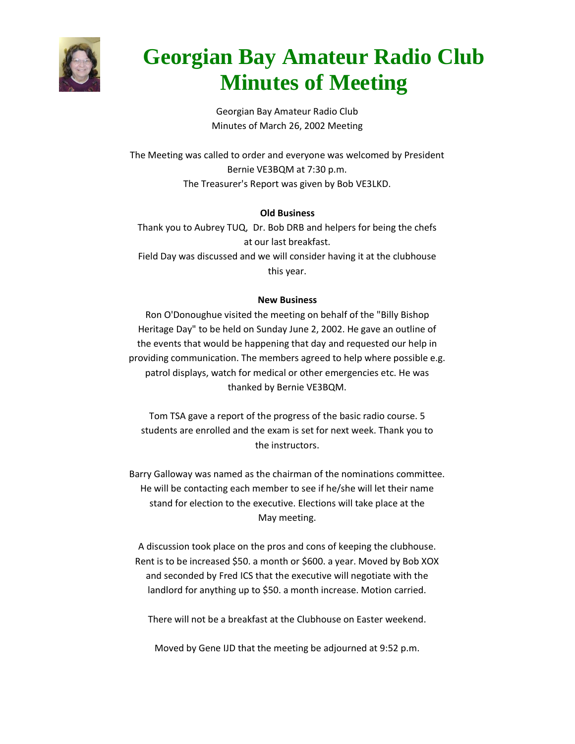# Georgian Bay Amateur Radio Club Minutes of Meeting

Georgian Bay Amateur Radio Club
Minutes of March 26, 2002 Meeting

The Meeting was called to order and everyone was welcomed by President Bernie VE3BQM at 7:30 p.m.
The Treasurer's Report was given by Bob VE3LKD.

**Old Business**

Thank you to Aubrey TUQ, Dr. Bob DRB and helpers for being the chefs at our last breakfast.
Field Day was discussed and we will consider having it at the clubhouse this year.

**New Business**

Ron O'Donoughue visited the meeting on behalf of the "Billy Bishop Heritage Day" to be held on Sunday June 2, 2002. He gave an outline of the events that would be happening that day and requested our help in providing communication. The members agreed to help where possible e.g. patrol displays, watch for medical or other emergencies etc. He was thanked by Bernie VE3BQM.

Tom TSA gave a report of the progress of the basic radio course. 5 students are enrolled and the exam is set for next week. Thank you to the instructors.

Barry Galloway was named as the chairman of the nominations committee. He will be contacting each member to see if he/she will let their name stand for election to the executive. Elections will take place at the May meeting.

A discussion took place on the pros and cons of keeping the clubhouse. Rent is to be increased $50. a month or $600. a year. Moved by Bob XOX and seconded by Fred ICS that the executive will negotiate with the landlord for anything up to $50. a month increase. Motion carried.

There will not be a breakfast at the Clubhouse on Easter weekend.

Moved by Gene IJD that the meeting be adjourned at 9:52 p.m.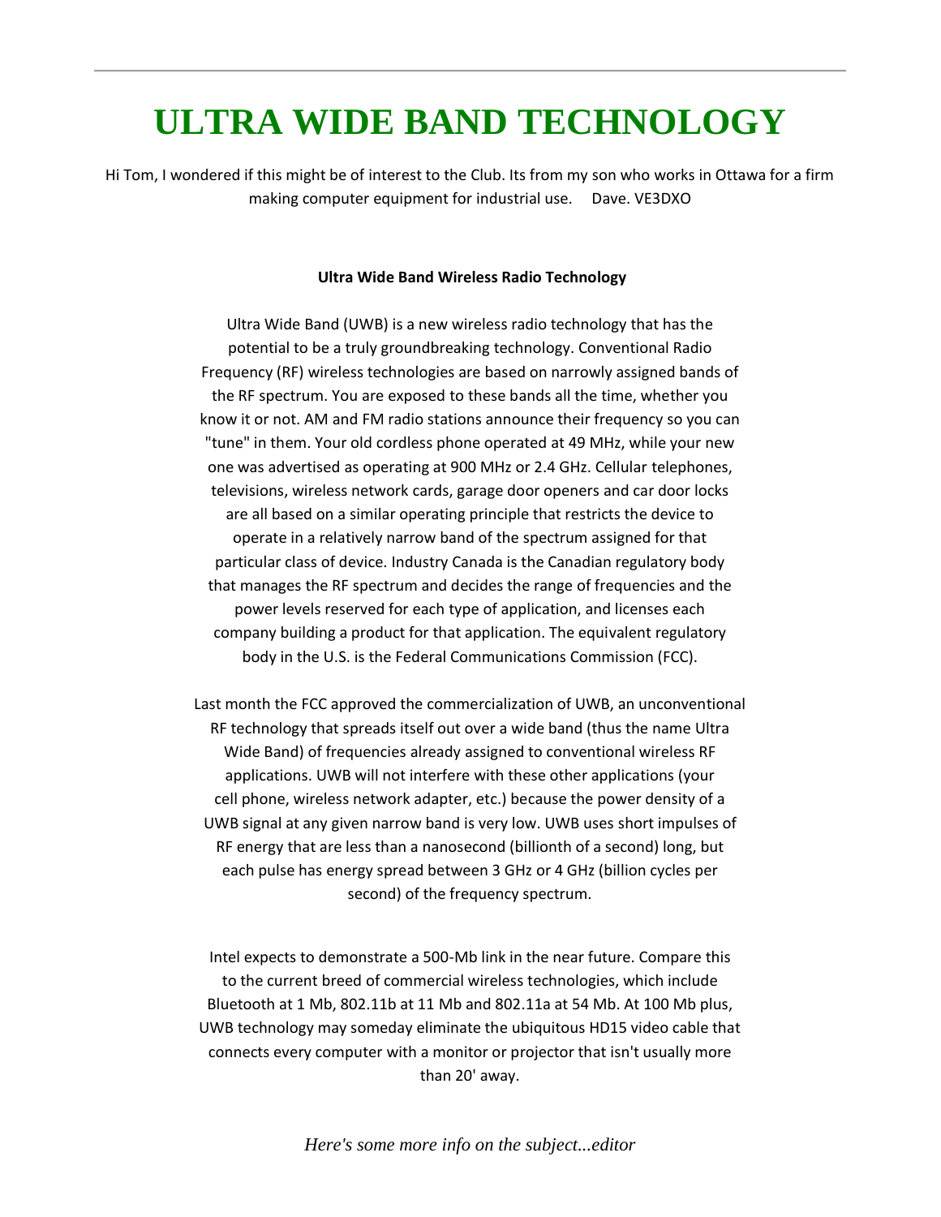# ULTRA WIDE BAND TECHNOLOGY

Hi Tom, I wondered if this might be of interest to the Club. Its from my son who works in Ottawa for a firm making computer equipment for industrial use.     Dave. VE3DXO

**Ultra Wide Band Wireless Radio Technology**

Ultra Wide Band (UWB) is a new wireless radio technology that has the potential to be a truly groundbreaking technology. Conventional Radio Frequency (RF) wireless technologies are based on narrowly assigned bands of the RF spectrum. You are exposed to these bands all the time, whether you know it or not. AM and FM radio stations announce their frequency so you can "tune" in them. Your old cordless phone operated at 49 MHz, while your new one was advertised as operating at 900 MHz or 2.4 GHz. Cellular telephones, televisions, wireless network cards, garage door openers and car door locks are all based on a similar operating principle that restricts the device to operate in a relatively narrow band of the spectrum assigned for that particular class of device. Industry Canada is the Canadian regulatory body that manages the RF spectrum and decides the range of frequencies and the power levels reserved for each type of application, and licenses each company building a product for that application. The equivalent regulatory body in the U.S. is the Federal Communications Commission (FCC).

Last month the FCC approved the commercialization of UWB, an unconventional RF technology that spreads itself out over a wide band (thus the name Ultra Wide Band) of frequencies already assigned to conventional wireless RF applications. UWB will not interfere with these other applications (your cell phone, wireless network adapter, etc.) because the power density of a UWB signal at any given narrow band is very low. UWB uses short impulses of RF energy that are less than a nanosecond (billionth of a second) long, but each pulse has energy spread between 3 GHz or 4 GHz (billion cycles per second) of the frequency spectrum.

Intel expects to demonstrate a 500-Mb link in the near future. Compare this to the current breed of commercial wireless technologies, which include Bluetooth at 1 Mb, 802.11b at 11 Mb and 802.11a at 54 Mb. At 100 Mb plus, UWB technology may someday eliminate the ubiquitous HD15 video cable that connects every computer with a monitor or projector that isn't usually more than 20' away.

*Here's some more info on the subject...editor*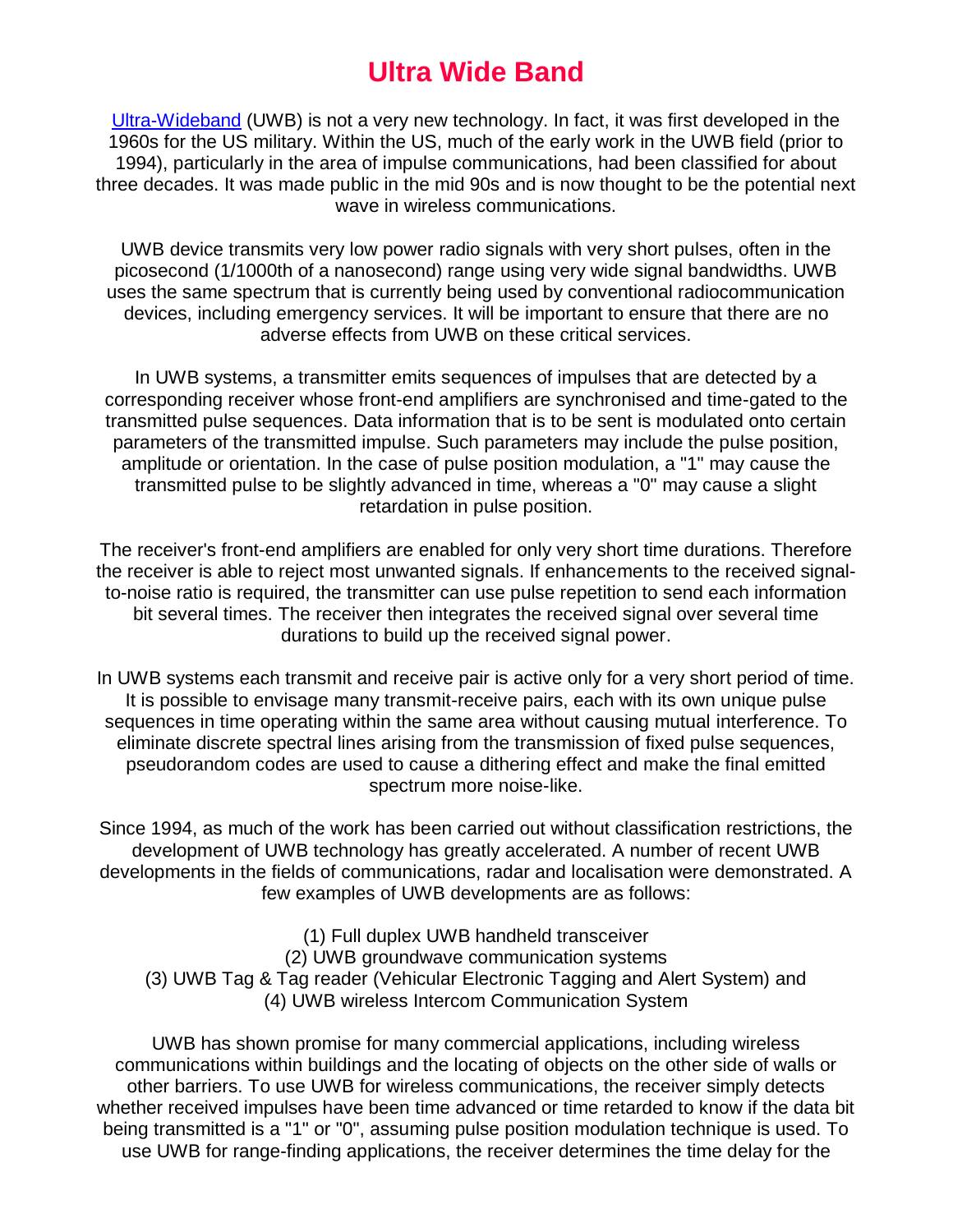# Ultra Wide Band

[Ultra-Wideband](Ultra-Wideband) (UWB) is not a very new technology. In fact, it was first developed in the 1960s for the US military. Within the US, much of the early work in the UWB field (prior to 1994), particularly in the area of impulse communications, had been classified for about three decades. It was made public in the mid 90s and is now thought to be the potential next wave in wireless communications.

UWB device transmits very low power radio signals with very short pulses, often in the picosecond (1/1000th of a nanosecond) range using very wide signal bandwidths. UWB uses the same spectrum that is currently being used by conventional radiocommunication devices, including emergency services. It will be important to ensure that there are no adverse effects from UWB on these critical services.

In UWB systems, a transmitter emits sequences of impulses that are detected by a corresponding receiver whose front-end amplifiers are synchronised and time-gated to the transmitted pulse sequences. Data information that is to be sent is modulated onto certain parameters of the transmitted impulse. Such parameters may include the pulse position, amplitude or orientation. In the case of pulse position modulation, a "1" may cause the transmitted pulse to be slightly advanced in time, whereas a "0" may cause a slight retardation in pulse position.

The receiver's front-end amplifiers are enabled for only very short time durations. Therefore the receiver is able to reject most unwanted signals. If enhancements to the received signal-to-noise ratio is required, the transmitter can use pulse repetition to send each information bit several times. The receiver then integrates the received signal over several time durations to build up the received signal power.

In UWB systems each transmit and receive pair is active only for a very short period of time. It is possible to envisage many transmit-receive pairs, each with its own unique pulse sequences in time operating within the same area without causing mutual interference. To eliminate discrete spectral lines arising from the transmission of fixed pulse sequences, pseudorandom codes are used to cause a dithering effect and make the final emitted spectrum more noise-like.

Since 1994, as much of the work has been carried out without classification restrictions, the development of UWB technology has greatly accelerated. A number of recent UWB developments in the fields of communications, radar and localisation were demonstrated. A few examples of UWB developments are as follows:

(1) Full duplex UWB handheld transceiver
(2) UWB groundwave communication systems
(3) UWB Tag & Tag reader (Vehicular Electronic Tagging and Alert System) and
(4) UWB wireless Intercom Communication System

UWB has shown promise for many commercial applications, including wireless communications within buildings and the locating of objects on the other side of walls or other barriers. To use UWB for wireless communications, the receiver simply detects whether received impulses have been time advanced or time retarded to know if the data bit being transmitted is a "1" or "0", assuming pulse position modulation technique is used. To use UWB for range-finding applications, the receiver determines the time delay for the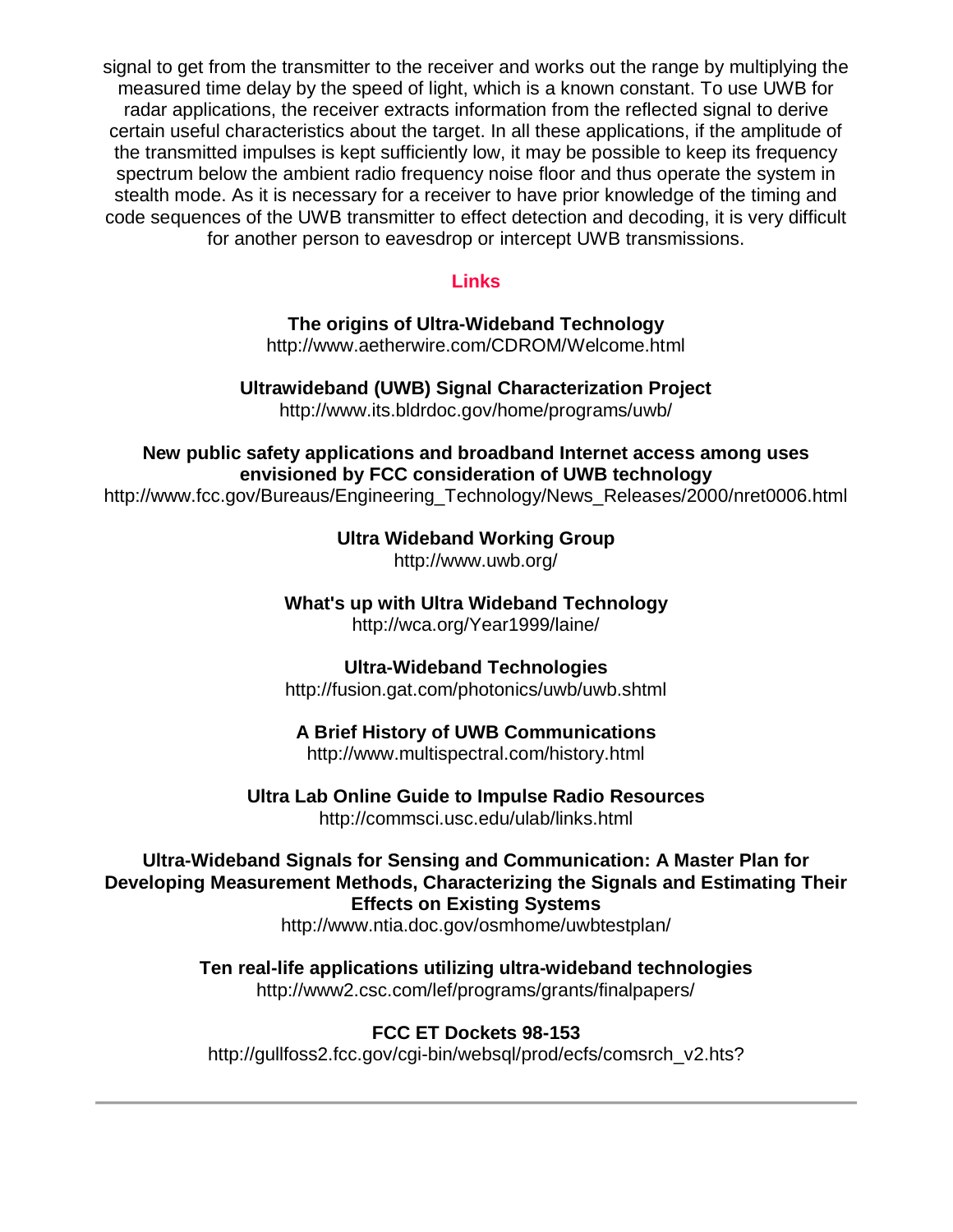signal to get from the transmitter to the receiver and works out the range by multiplying the measured time delay by the speed of light, which is a known constant. To use UWB for radar applications, the receiver extracts information from the reflected signal to derive certain useful characteristics about the target. In all these applications, if the amplitude of the transmitted impulses is kept sufficiently low, it may be possible to keep its frequency spectrum below the ambient radio frequency noise floor and thus operate the system in stealth mode. As it is necessary for a receiver to have prior knowledge of the timing and code sequences of the UWB transmitter to effect detection and decoding, it is very difficult for another person to eavesdrop or intercept UWB transmissions.

## Links

**The origins of Ultra-Wideband Technology**
http://www.aetherwire.com/CDROM/Welcome.html

**Ultrawideband (UWB) Signal Characterization Project**
http://www.its.bldrdoc.gov/home/programs/uwb/

**New public safety applications and broadband Internet access among uses envisioned by FCC consideration of UWB technology**
http://www.fcc.gov/Bureaus/Engineering_Technology/News_Releases/2000/nret0006.html

**Ultra Wideband Working Group**
http://www.uwb.org/

**What's up with Ultra Wideband Technology**
http://wca.org/Year1999/laine/

**Ultra-Wideband Technologies**
http://fusion.gat.com/photonics/uwb/uwb.shtml

**A Brief History of UWB Communications**
http://www.multispectral.com/history.html

**Ultra Lab Online Guide to Impulse Radio Resources**
http://commsci.usc.edu/ulab/links.html

**Ultra-Wideband Signals for Sensing and Communication: A Master Plan for Developing Measurement Methods, Characterizing the Signals and Estimating Their Effects on Existing Systems**
http://www.ntia.doc.gov/osmhome/uwbtestplan/

**Ten real-life applications utilizing ultra-wideband technologies**
http://www2.csc.com/lef/programs/grants/finalpapers/

**FCC ET Dockets 98-153**
http://gullfoss2.fcc.gov/cgi-bin/websql/prod/ecfs/comsrch_v2.hts?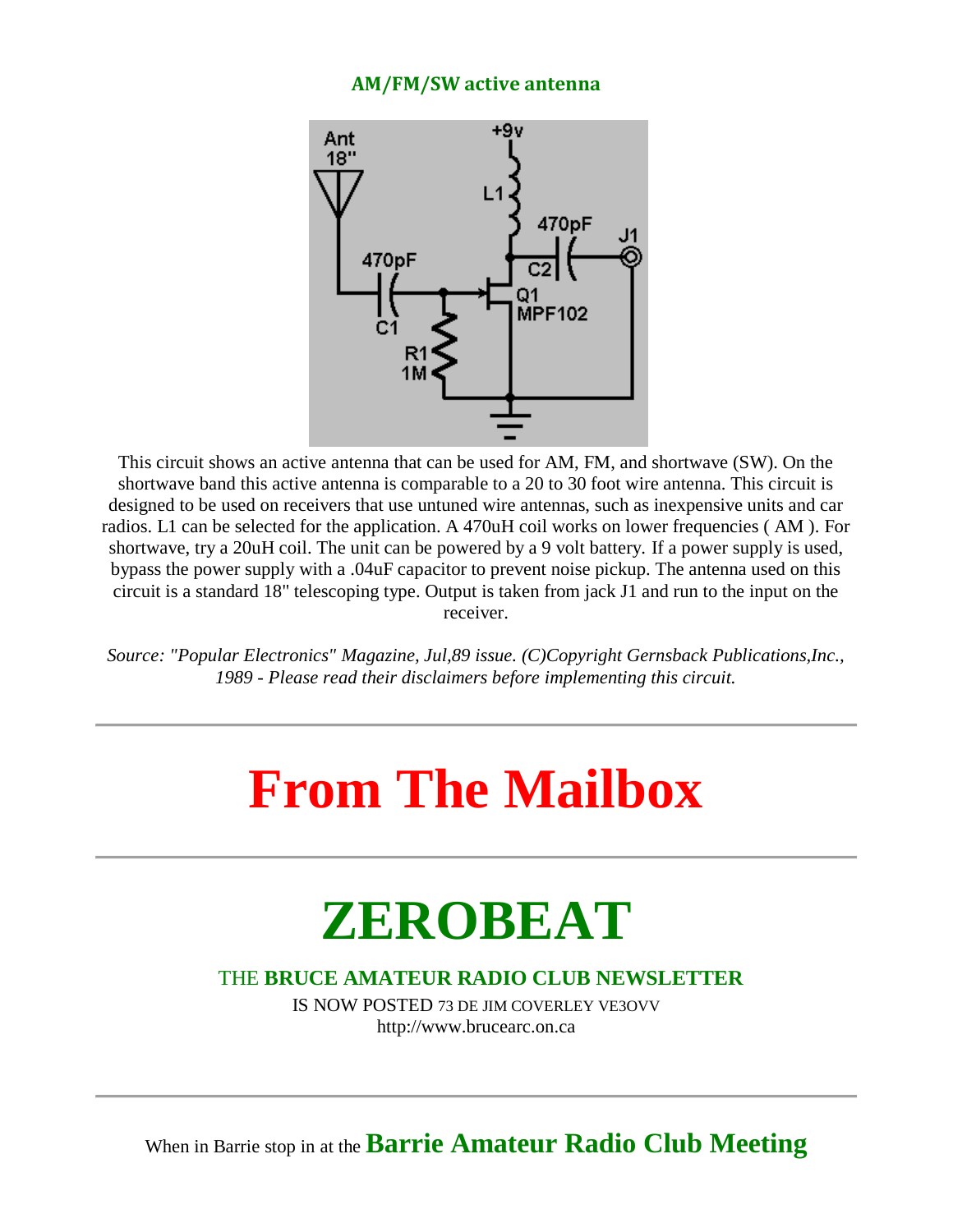## AM/FM/SW active antenna

This circuit shows an active antenna that can be used for AM, FM, and shortwave (SW). On the shortwave band this active antenna is comparable to a 20 to 30 foot wire antenna. This circuit is designed to be used on receivers that use untuned wire antennas, such as inexpensive units and car radios. L1 can be selected for the application. A 470uH coil works on lower frequencies ( AM ). For shortwave, try a 20uH coil. The unit can be powered by a 9 volt battery. If a power supply is used, bypass the power supply with a .04uF capacitor to prevent noise pickup. The antenna used on this circuit is a standard 18" telescoping type. Output is taken from jack J1 and run to the input on the receiver.

*Source: "Popular Electronics" Magazine, Jul,89 issue. (C)Copyright Gernsback Publications,Inc., 1989 - Please read their disclaimers before implementing this circuit.*

---

# From The Mailbox

---

# ZEROBEAT

### THE **BRUCE AMATEUR RADIO CLUB NEWSLETTER**

IS NOW POSTED 73 DE JIM COVERLEY VE3OVV
http://www.brucearc.on.ca

---

When in Barrie stop in at the **Barrie Amateur Radio Club Meeting**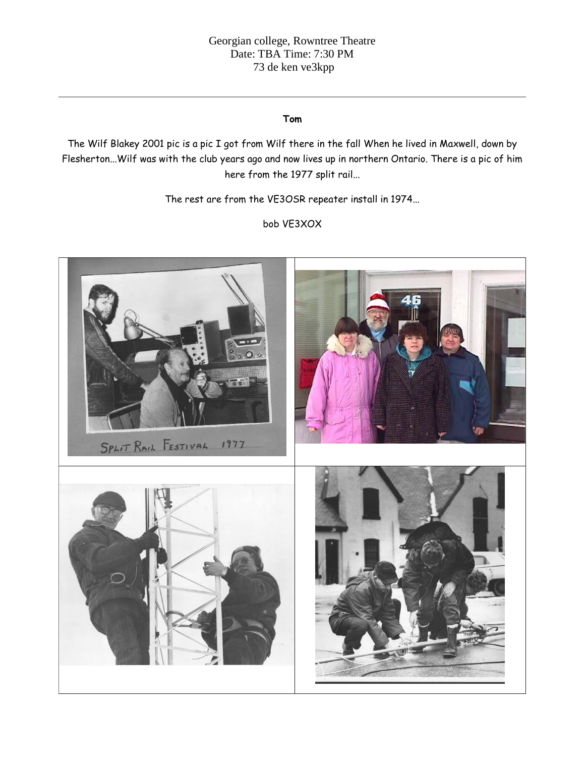Georgian college, Rowntree Theatre
Date: TBA Time: 7:30 PM
73 de ken ve3kpp

---

**Tom**

The Wilf Blakey 2001 pic is a pic I got from Wilf there in the fall When he lived in Maxwell, down by Flesherton...Wilf was with the club years ago and now lives up in northern Ontario. There is a pic of him here from the 1977 split rail...

The rest are from the VE3OSR repeater install in 1974...

bob VE3XOX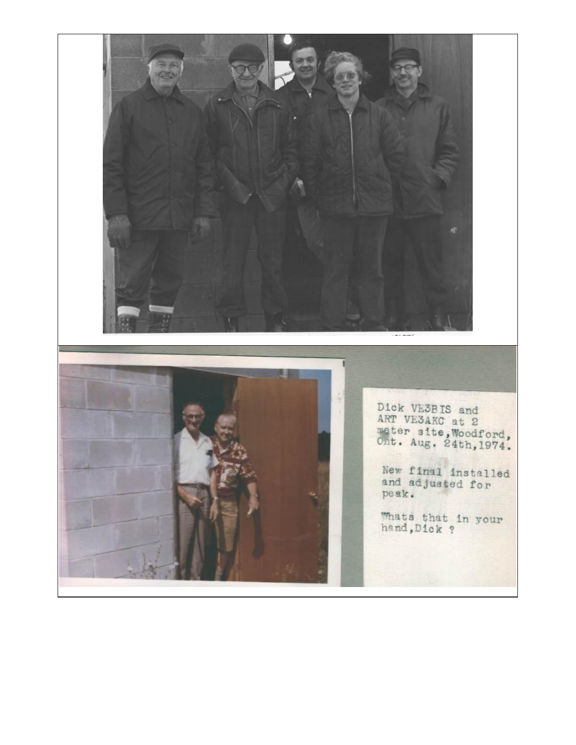Dick VE3BIS and
ART VE3AKC at 2
meter site, Woodford,
Ont. Aug. 24th, 1974.

New final installed
and adjusted for
peak.

Whats that in your
hand, Dick ?